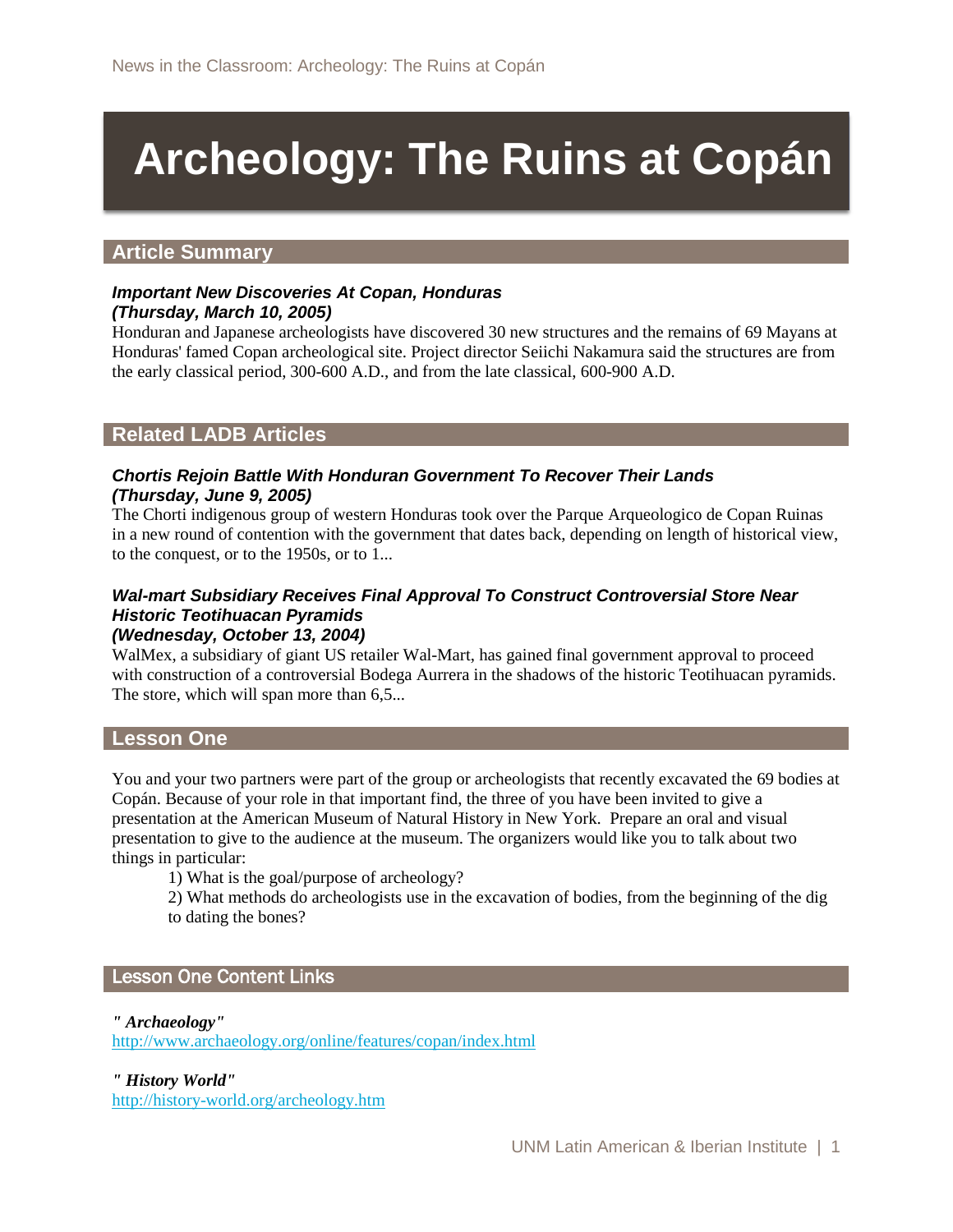# Archeology: The Ruins at Copán

## Article Summary

***Important New Discoveries At Copan, Honduras***
***(Thursday, March 10, 2005)***

Honduran and Japanese archeologists have discovered 30 new structures and the remains of 69 Mayans at Honduras' famed Copan archeological site. Project director Seiichi Nakamura said the structures are from the early classical period, 300-600 A.D., and from the late classical, 600-900 A.D.

## Related LADB Articles

***Chortis Rejoin Battle With Honduran Government To Recover Their Lands***
***(Thursday, June 9, 2005)***

The Chorti indigenous group of western Honduras took over the Parque Arqueologico de Copan Ruinas in a new round of contention with the government that dates back, depending on length of historical view, to the conquest, or to the 1950s, or to 1...

***Wal-mart Subsidiary Receives Final Approval To Construct Controversial Store Near Historic Teotihuacan Pyramids***
***(Wednesday, October 13, 2004)***

WalMex, a subsidiary of giant US retailer Wal-Mart, has gained final government approval to proceed with construction of a controversial Bodega Aurrera in the shadows of the historic Teotihuacan pyramids. The store, which will span more than 6,5...

## Lesson One

You and your two partners were part of the group or archeologists that recently excavated the 69 bodies at Copán. Because of your role in that important find, the three of you have been invited to give a presentation at the American Museum of Natural History in New York. Prepare an oral and visual presentation to give to the audience at the museum. The organizers would like you to talk about two things in particular:

1) What is the goal/purpose of archeology?

2) What methods do archeologists use in the excavation of bodies, from the beginning of the dig to dating the bones?

## Lesson One Content Links

***" Archaeology"***
http://www.archaeology.org/online/features/copan/index.html

***" History World"***
http://history-world.org/archeology.htm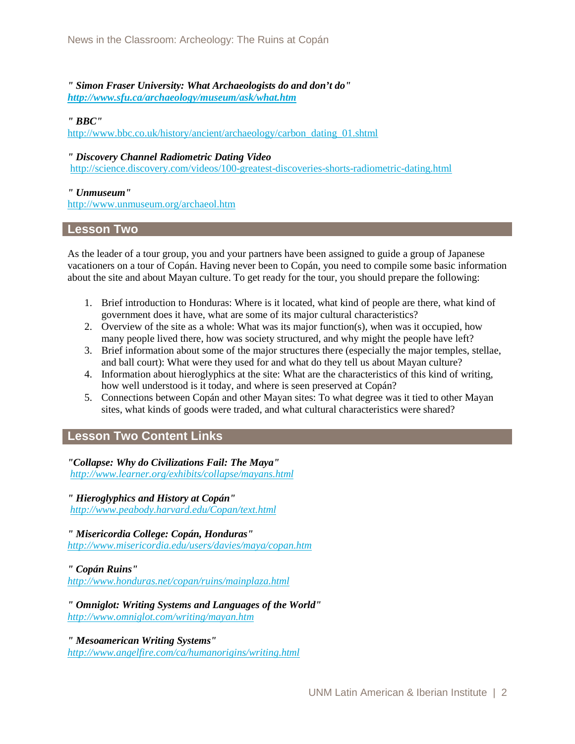*" Simon Fraser University: What Archaeologists do and don't do"*
*http://www.sfu.ca/archaeology/museum/ask/what.htm*

*" BBC"*
http://www.bbc.co.uk/history/ancient/archaeology/carbon_dating_01.shtml

*" Discovery Channel Radiometric Dating Video*
http://science.discovery.com/videos/100-greatest-discoveries-shorts-radiometric-dating.html

*" Unmuseum"*
http://www.unmuseum.org/archaeol.htm

## Lesson Two

As the leader of a tour group, you and your partners have been assigned to guide a group of Japanese vacationers on a tour of Copán. Having never been to Copán, you need to compile some basic information about the site and about Mayan culture. To get ready for the tour, you should prepare the following:

1. Brief introduction to Honduras: Where is it located, what kind of people are there, what kind of government does it have, what are some of its major cultural characteristics?
2. Overview of the site as a whole: What was its major function(s), when was it occupied, how many people lived there, how was society structured, and why might the people have left?
3. Brief information about some of the major structures there (especially the major temples, stellae, and ball court): What were they used for and what do they tell us about Mayan culture?
4. Information about hieroglyphics at the site: What are the characteristics of this kind of writing, how well understood is it today, and where is seen preserved at Copán?
5. Connections between Copán and other Mayan sites: To what degree was it tied to other Mayan sites, what kinds of goods were traded, and what cultural characteristics were shared?

## Lesson Two Content Links

*"Collapse: Why do Civilizations Fail: The Maya"*
*http://www.learner.org/exhibits/collapse/mayans.html*

*" Hieroglyphics and History at Copán"*
*http://www.peabody.harvard.edu/Copan/text.html*

*" Misericordia College: Copán, Honduras"*
*http://www.misericordia.edu/users/davies/maya/copan.htm*

*" Copán Ruins"*
*http://www.honduras.net/copan/ruins/mainplaza.html*

*" Omniglot: Writing Systems and Languages of the World"*
*http://www.omniglot.com/writing/mayan.htm*

*" Mesoamerican Writing Systems"*
*http://www.angelfire.com/ca/humanorigins/writing.html*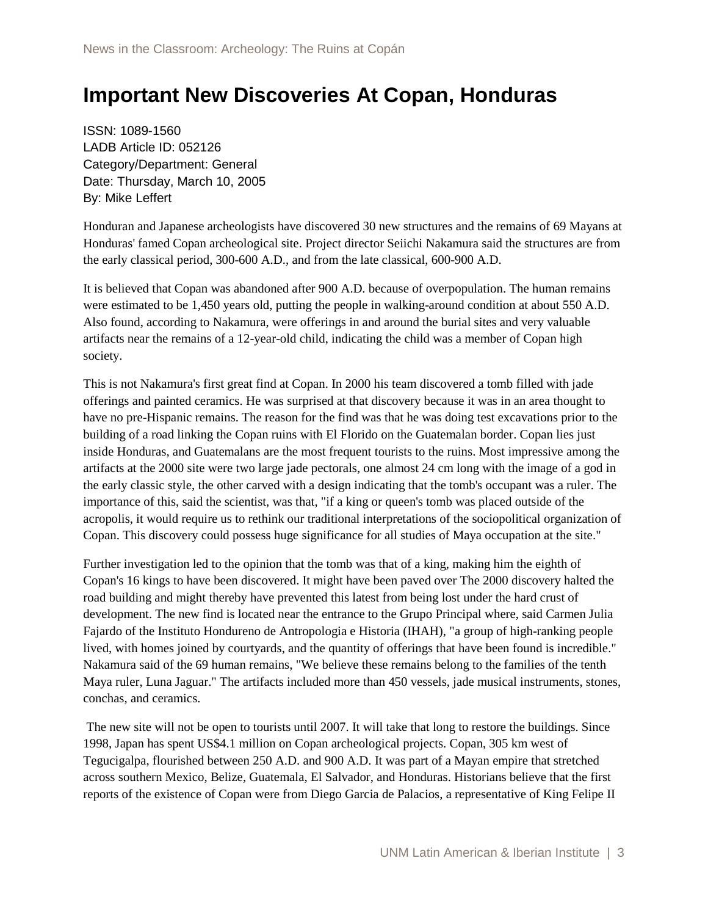# Important New Discoveries At Copan, Honduras

ISSN: 1089-1560
LADB Article ID: 052126
Category/Department: General
Date: Thursday, March 10, 2005
By: Mike Leffert

Honduran and Japanese archeologists have discovered 30 new structures and the remains of 69 Mayans at Honduras' famed Copan archeological site. Project director Seiichi Nakamura said the structures are from the early classical period, 300-600 A.D., and from the late classical, 600-900 A.D.

It is believed that Copan was abandoned after 900 A.D. because of overpopulation. The human remains were estimated to be 1,450 years old, putting the people in walking-around condition at about 550 A.D. Also found, according to Nakamura, were offerings in and around the burial sites and very valuable artifacts near the remains of a 12-year-old child, indicating the child was a member of Copan high society.

This is not Nakamura's first great find at Copan. In 2000 his team discovered a tomb filled with jade offerings and painted ceramics. He was surprised at that discovery because it was in an area thought to have no pre-Hispanic remains. The reason for the find was that he was doing test excavations prior to the building of a road linking the Copan ruins with El Florido on the Guatemalan border. Copan lies just inside Honduras, and Guatemalans are the most frequent tourists to the ruins. Most impressive among the artifacts at the 2000 site were two large jade pectorals, one almost 24 cm long with the image of a god in the early classic style, the other carved with a design indicating that the tomb's occupant was a ruler. The importance of this, said the scientist, was that, "if a king or queen's tomb was placed outside of the acropolis, it would require us to rethink our traditional interpretations of the sociopolitical organization of Copan. This discovery could possess huge significance for all studies of Maya occupation at the site."

Further investigation led to the opinion that the tomb was that of a king, making him the eighth of Copan's 16 kings to have been discovered. It might have been paved over The 2000 discovery halted the road building and might thereby have prevented this latest from being lost under the hard crust of development. The new find is located near the entrance to the Grupo Principal where, said Carmen Julia Fajardo of the Instituto Hondureno de Antropologia e Historia (IHAH), "a group of high-ranking people lived, with homes joined by courtyards, and the quantity of offerings that have been found is incredible." Nakamura said of the 69 human remains, "We believe these remains belong to the families of the tenth Maya ruler, Luna Jaguar." The artifacts included more than 450 vessels, jade musical instruments, stones, conchas, and ceramics.

The new site will not be open to tourists until 2007. It will take that long to restore the buildings. Since 1998, Japan has spent US$4.1 million on Copan archeological projects. Copan, 305 km west of Tegucigalpa, flourished between 250 A.D. and 900 A.D. It was part of a Mayan empire that stretched across southern Mexico, Belize, Guatemala, El Salvador, and Honduras. Historians believe that the first reports of the existence of Copan were from Diego Garcia de Palacios, a representative of King Felipe II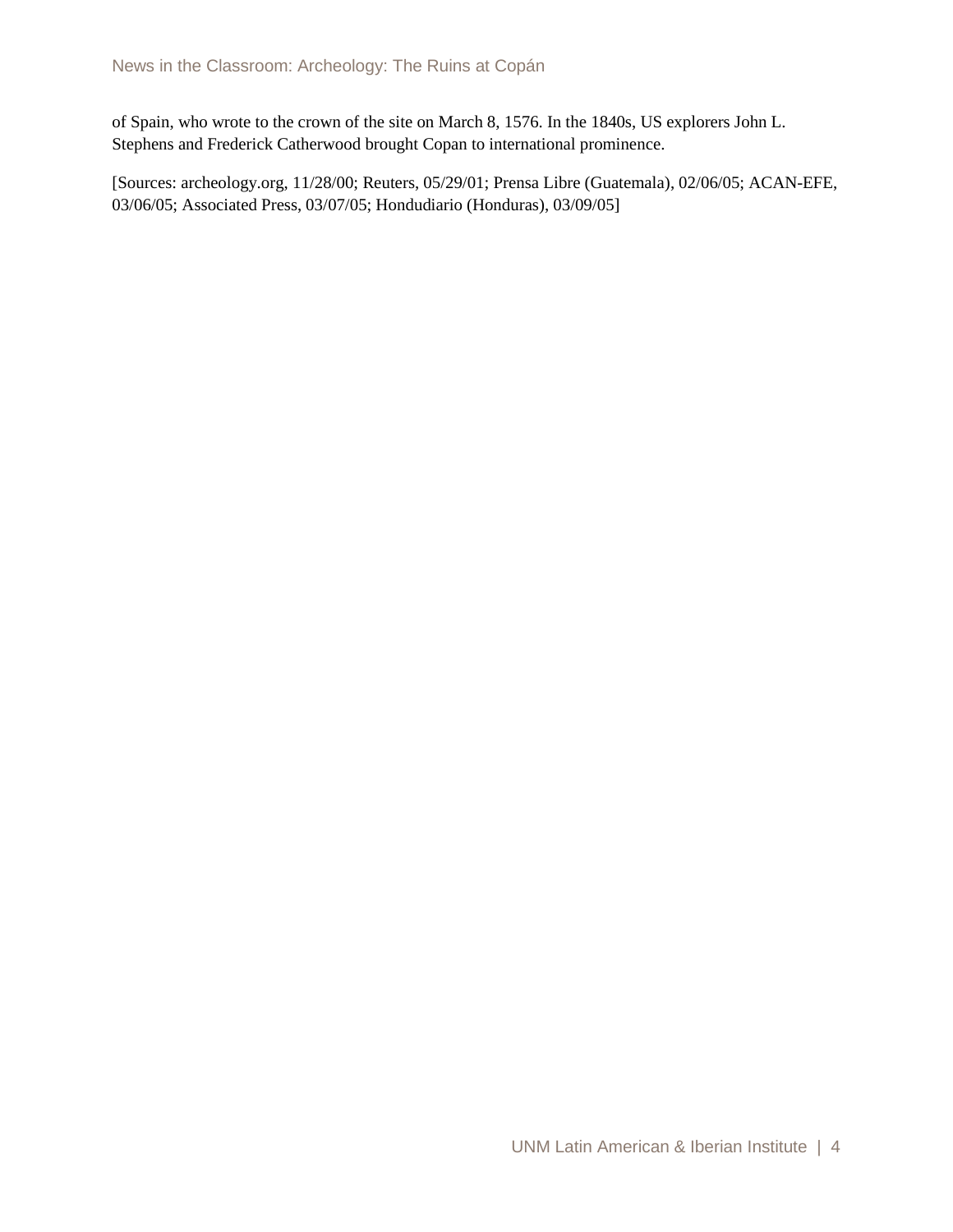of Spain, who wrote to the crown of the site on March 8, 1576. In the 1840s, US explorers John L. Stephens and Frederick Catherwood brought Copan to international prominence.

[Sources: archeology.org, 11/28/00; Reuters, 05/29/01; Prensa Libre (Guatemala), 02/06/05; ACAN-EFE, 03/06/05; Associated Press, 03/07/05; Hondudiario (Honduras), 03/09/05]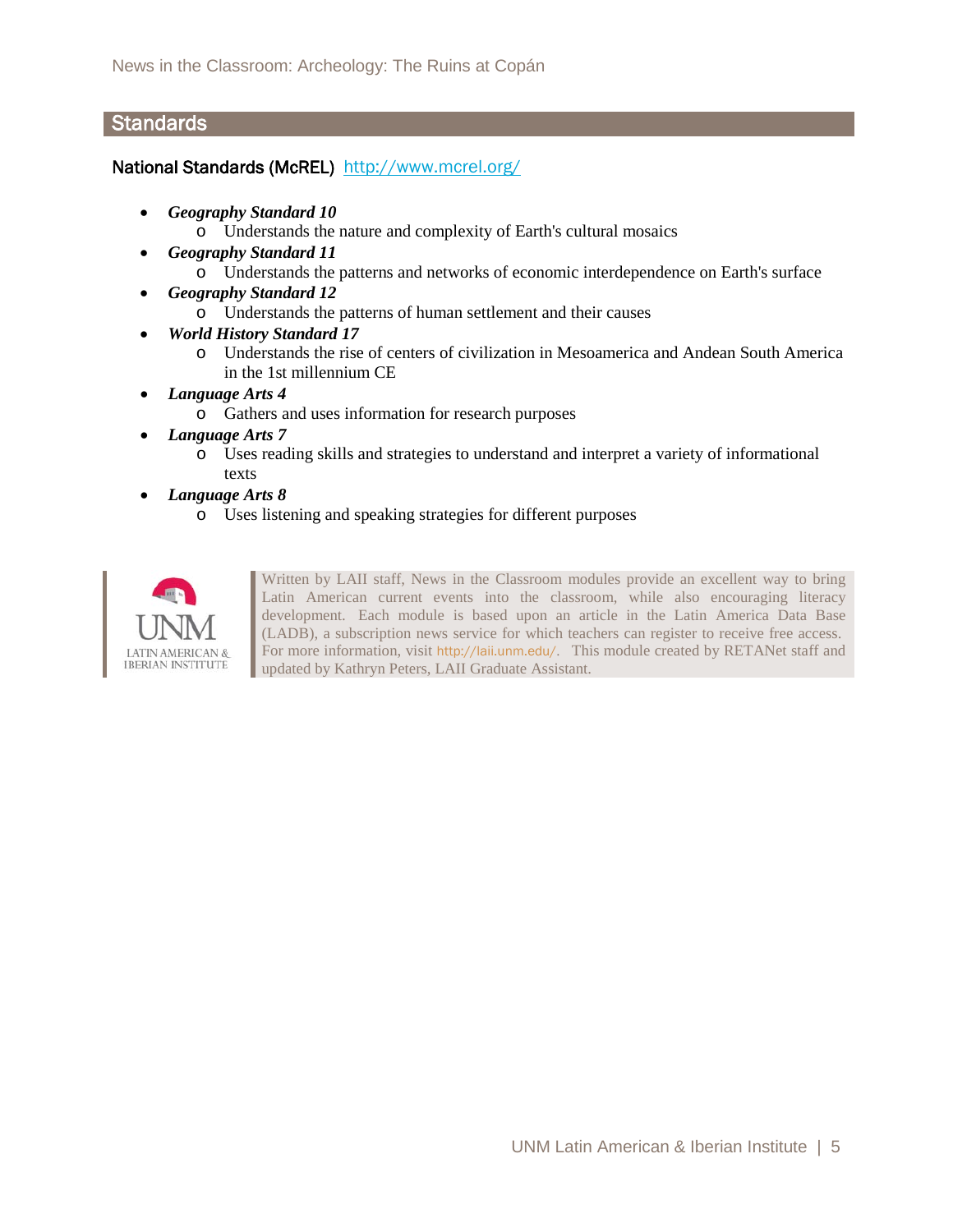## Standards

### National Standards (McREL) http://www.mcrel.org/

- ***Geography Standard 10***
  - Understands the nature and complexity of Earth's cultural mosaics
- ***Geography Standard 11***
  - Understands the patterns and networks of economic interdependence on Earth's surface
- ***Geography Standard 12***
  - Understands the patterns of human settlement and their causes
- ***World History Standard 17***
  - Understands the rise of centers of civilization in Mesoamerica and Andean South America in the 1st millennium CE
- ***Language Arts 4***
  - Gathers and uses information for research purposes
- ***Language Arts 7***
  - Uses reading skills and strategies to understand and interpret a variety of informational texts
- ***Language Arts 8***
  - Uses listening and speaking strategies for different purposes

UNM LATIN AMERICAN & IBERIAN INSTITUTE

Written by LAII staff, News in the Classroom modules provide an excellent way to bring Latin American current events into the classroom, while also encouraging literacy development. Each module is based upon an article in the Latin America Data Base (LADB), a subscription news service for which teachers can register to receive free access. For more information, visit http://laii.unm.edu/. This module created by RETANet staff and updated by Kathryn Peters, LAII Graduate Assistant.